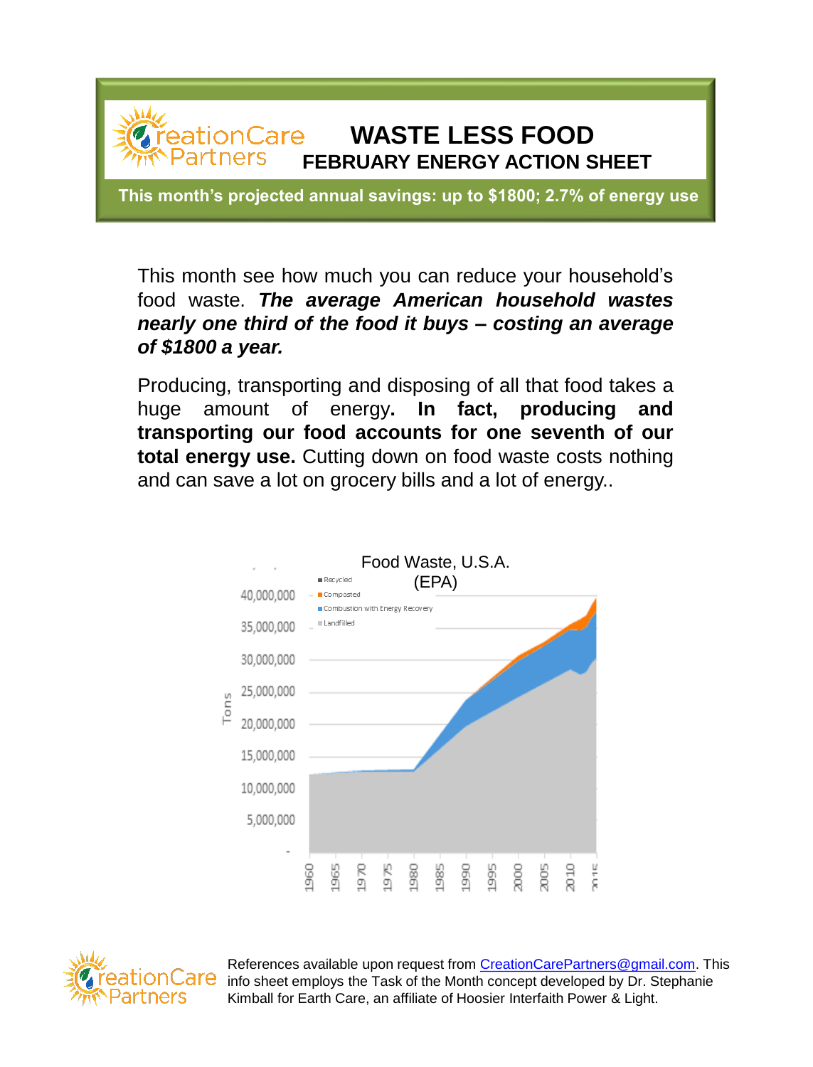CreationCare Partners

# WASTE LESS FOOD

## FEBRUARY ENERGY ACTION SHEET

**This month's projected annual savings: up to $1800; 2.7% of energy use**

This month see how much you can reduce your household's food waste. ***The average American household wastes nearly one third of the food it buys – costing an average of $1800 a year.***

Producing, transporting and disposing of all that food takes a huge amount of energy**. In fact, producing and transporting our food accounts for one seventh of our total energy use.** Cutting down on food waste costs nothing and can save a lot on grocery bills and a lot of energy..

Food Waste, U.S.A. (EPA)

References available upon request from CreationCarePartners@gmail.com. This info sheet employs the Task of the Month concept developed by Dr. Stephanie Kimball for Earth Care, an affiliate of Hoosier Interfaith Power & Light.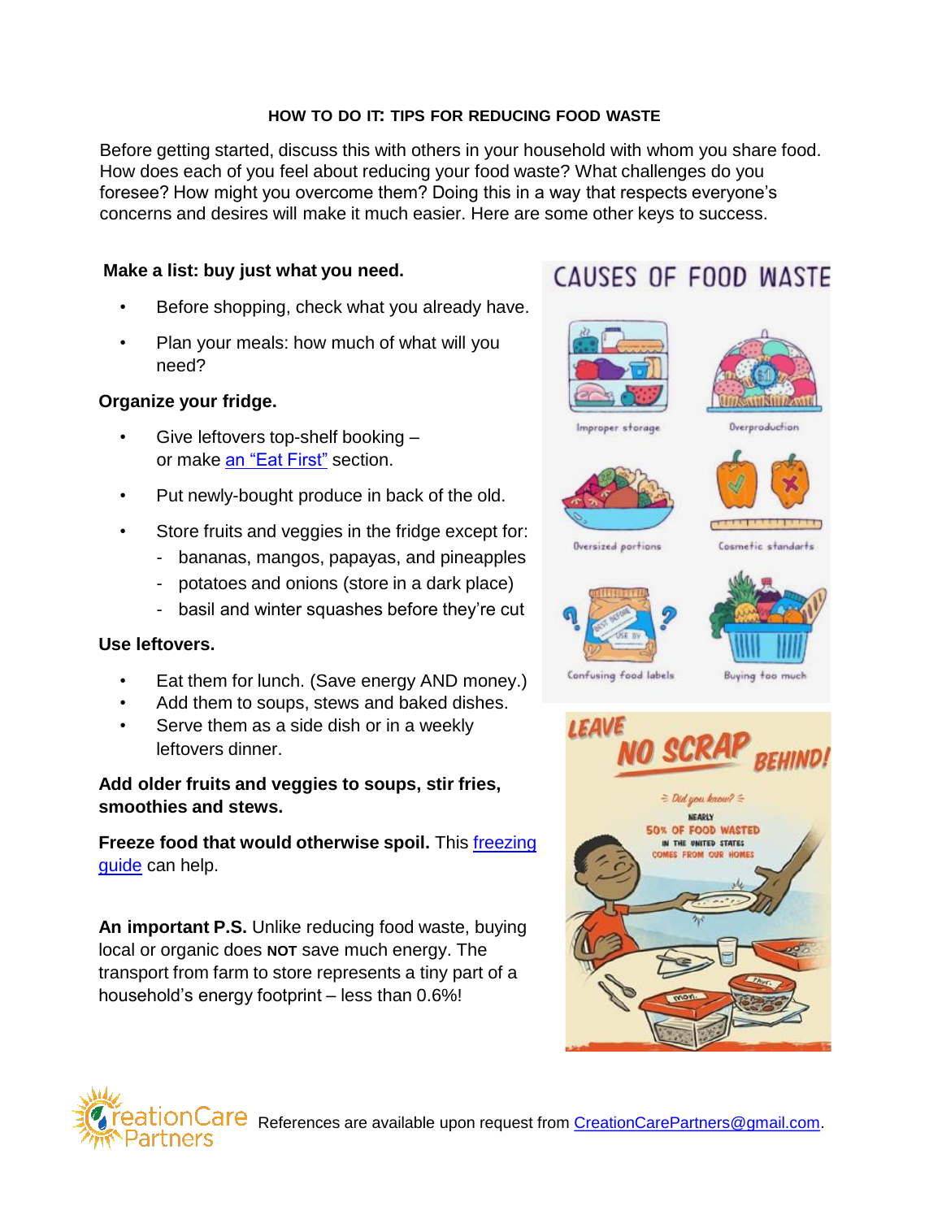**HOW TO DO IT: TIPS FOR REDUCING FOOD WASTE**

Before getting started, discuss this with others in your household with whom you share food. How does each of you feel about reducing your food waste? What challenges do you foresee? How might you overcome them? Doing this in a way that respects everyone's concerns and desires will make it much easier. Here are some other keys to success.

**Make a list: buy just what you need.**

- Before shopping, check what you already have.
- Plan your meals: how much of what will you need?

**Organize your fridge.**

- Give leftovers top-shelf booking – or make an "Eat First" section.
- Put newly-bought produce in back of the old.
- Store fruits and veggies in the fridge except for:
  - bananas, mangos, papayas, and pineapples
  - potatoes and onions (store in a dark place)
  - basil and winter squashes before they're cut

**Use leftovers.**

- Eat them for lunch. (Save energy AND money.)
- Add them to soups, stews and baked dishes.
- Serve them as a side dish or in a weekly leftovers dinner.

**Add older fruits and veggies to soups, stir fries, smoothies and stews.**

**Freeze food that would otherwise spoil.** This freezing guide can help.

**An important P.S.** Unlike reducing food waste, buying local or organic does **NOT** save much energy. The transport from farm to store represents a tiny part of a household's energy footprint – less than 0.6%!

CAUSES OF FOOD WASTE

Improper storage

Overproduction

Oversized portions

Cosmetic standards

Confusing food labels

Buying too much

LEAVE NO SCRAP BEHIND!

Did you know?

NEARLY 50% OF FOOD WASTED IN THE UNITED STATES COMES FROM OUR HOMES

CreationCare Partners References are available upon request from CreationCarePartners@gmail.com.